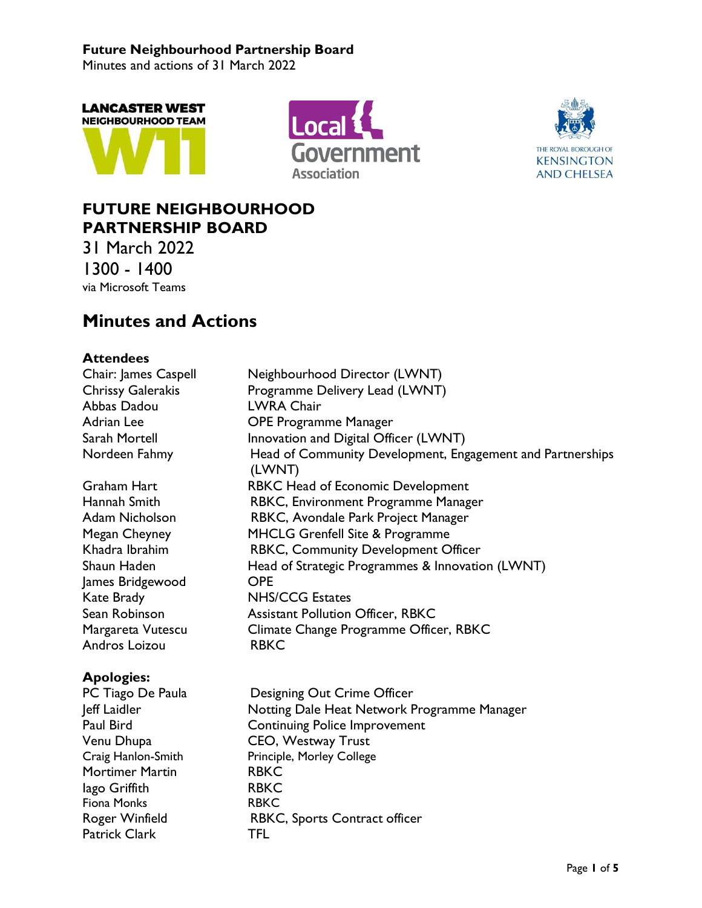**Future Neighbourhood Partnership Board**
Minutes and actions of 31 March 2022

# FUTURE NEIGHBOURHOOD PARTNERSHIP BOARD

31 March 2022
1300 - 1400
via Microsoft Teams

## Minutes and Actions

### Attendees

| | |
|---|---|
| Chair: James Caspell | Neighbourhood Director (LWNT) |
| Chrissy Galerakis | Programme Delivery Lead (LWNT) |
| Abbas Dadou | LWRA Chair |
| Adrian Lee | OPE Programme Manager |
| Sarah Mortell | Innovation and Digital Officer (LWNT) |
| Nordeen Fahmy | Head of Community Development, Engagement and Partnerships (LWNT) |
| Graham Hart | RBKC Head of Economic Development |
| Hannah Smith | RBKC, Environment Programme Manager |
| Adam Nicholson | RBKC, Avondale Park Project Manager |
| Megan Cheyney | MHCLG Grenfell Site & Programme |
| Khadra Ibrahim | RBKC, Community Development Officer |
| Shaun Haden | Head of Strategic Programmes & Innovation (LWNT) |
| James Bridgewood | OPE |
| Kate Brady | NHS/CCG Estates |
| Sean Robinson | Assistant Pollution Officer, RBKC |
| Margareta Vutescu | Climate Change Programme Officer, RBKC |
| Andros Loizou | RBKC |

### Apologies:

| | |
|---|---|
| PC Tiago De Paula | Designing Out Crime Officer |
| Jeff Laidler | Notting Dale Heat Network Programme Manager |
| Paul Bird | Continuing Police Improvement |
| Venu Dhupa | CEO, Westway Trust |
| Craig Hanlon-Smith | Principle, Morley College |
| Mortimer Martin | RBKC |
| Iago Griffith | RBKC |
| Fiona Monks | RBKC |
| Roger Winfield | RBKC, Sports Contract officer |
| Patrick Clark | TFL |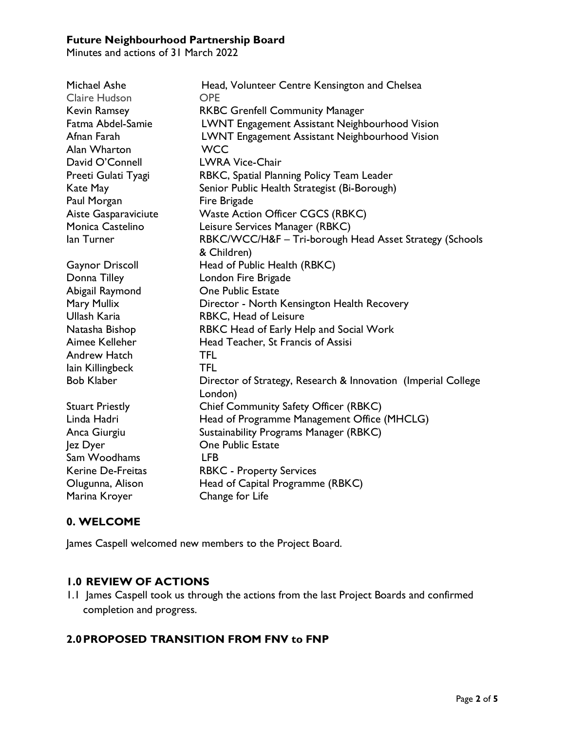**Future Neighbourhood Partnership Board**

Minutes and actions of 31 March 2022

| | |
|---|---|
| Michael Ashe | Head, Volunteer Centre Kensington and Chelsea |
| Claire Hudson | OPE |
| Kevin Ramsey | RKBC Grenfell Community Manager |
| Fatma Abdel-Samie | LWNT Engagement Assistant Neighbourhood Vision |
| Afnan Farah | LWNT Engagement Assistant Neighbourhood Vision |
| Alan Wharton | WCC |
| David O'Connell | LWRA Vice-Chair |
| Preeti Gulati Tyagi | RBKC, Spatial Planning Policy Team Leader |
| Kate May | Senior Public Health Strategist (Bi-Borough) |
| Paul Morgan | Fire Brigade |
| Aiste Gasparaviciute | Waste Action Officer CGCS (RBKC) |
| Monica Castelino | Leisure Services Manager (RBKC) |
| Ian Turner | RBKC/WCC/H&F – Tri-borough Head Asset Strategy (Schools & Children) |
| Gaynor Driscoll | Head of Public Health (RBKC) |
| Donna Tilley | London Fire Brigade |
| Abigail Raymond | One Public Estate |
| Mary Mullix | Director - North Kensington Health Recovery |
| Ullash Karia | RBKC, Head of Leisure |
| Natasha Bishop | RBKC Head of Early Help and Social Work |
| Aimee Kelleher | Head Teacher, St Francis of Assisi |
| Andrew Hatch | TFL |
| Iain Killingbeck | TFL |
| Bob Klaber | Director of Strategy, Research & Innovation (Imperial College London) |
| Stuart Priestly | Chief Community Safety Officer (RBKC) |
| Linda Hadri | Head of Programme Management Office (MHCLG) |
| Anca Giurgiu | Sustainability Programs Manager (RBKC) |
| Jez Dyer | One Public Estate |
| Sam Woodhams | LFB |
| Kerine De-Freitas | RBKC - Property Services |
| Olugunna, Alison | Head of Capital Programme (RBKC) |
| Marina Kroyer | Change for Life |

## 0. WELCOME

James Caspell welcomed new members to the Project Board.

## 1.0 REVIEW OF ACTIONS

1.1 James Caspell took us through the actions from the last Project Boards and confirmed completion and progress.

## 2.0 PROPOSED TRANSITION FROM FNV to FNP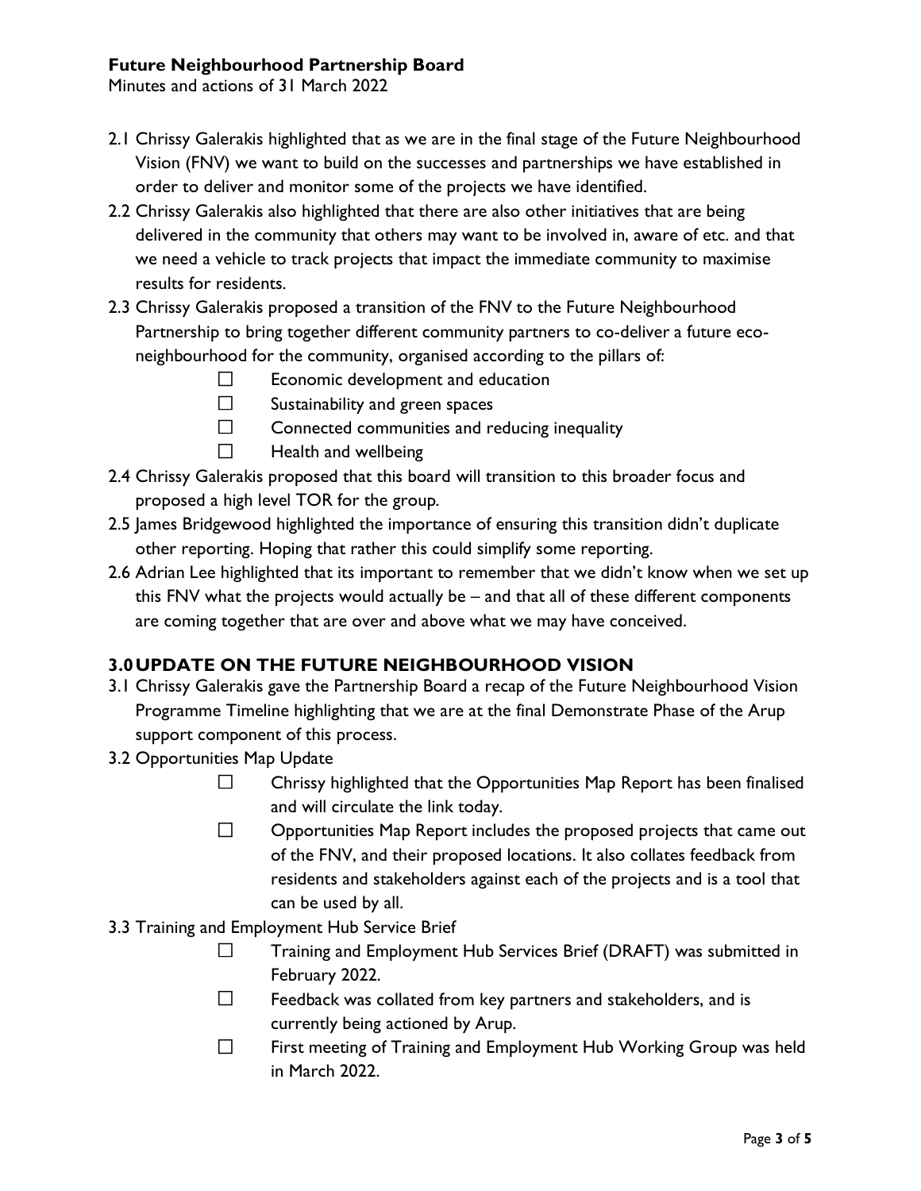2.1 Chrissy Galerakis highlighted that as we are in the final stage of the Future Neighbourhood Vision (FNV) we want to build on the successes and partnerships we have established in order to deliver and monitor some of the projects we have identified.

2.2 Chrissy Galerakis also highlighted that there are also other initiatives that are being delivered in the community that others may want to be involved in, aware of etc. and that we need a vehicle to track projects that impact the immediate community to maximise results for residents.

2.3 Chrissy Galerakis proposed a transition of the FNV to the Future Neighbourhood Partnership to bring together different community partners to co-deliver a future eco-neighbourhood for the community, organised according to the pillars of:

- Economic development and education
- Sustainability and green spaces
- Connected communities and reducing inequality
- Health and wellbeing

2.4 Chrissy Galerakis proposed that this board will transition to this broader focus and proposed a high level TOR for the group.

2.5 James Bridgewood highlighted the importance of ensuring this transition didn't duplicate other reporting. Hoping that rather this could simplify some reporting.

2.6 Adrian Lee highlighted that its important to remember that we didn't know when we set up this FNV what the projects would actually be – and that all of these different components are coming together that are over and above what we may have conceived.

## 3.0 UPDATE ON THE FUTURE NEIGHBOURHOOD VISION

3.1 Chrissy Galerakis gave the Partnership Board a recap of the Future Neighbourhood Vision Programme Timeline highlighting that we are at the final Demonstrate Phase of the Arup support component of this process.

3.2 Opportunities Map Update

- Chrissy highlighted that the Opportunities Map Report has been finalised and will circulate the link today.
- Opportunities Map Report includes the proposed projects that came out of the FNV, and their proposed locations. It also collates feedback from residents and stakeholders against each of the projects and is a tool that can be used by all.

3.3 Training and Employment Hub Service Brief

- Training and Employment Hub Services Brief (DRAFT) was submitted in February 2022.
- Feedback was collated from key partners and stakeholders, and is currently being actioned by Arup.
- First meeting of Training and Employment Hub Working Group was held in March 2022.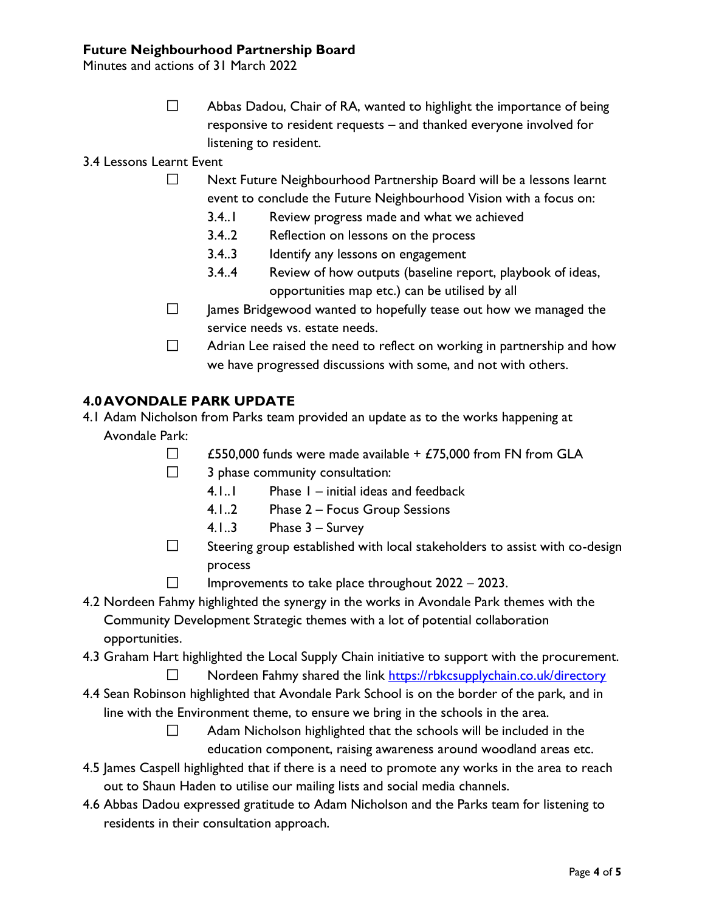- Abbas Dadou, Chair of RA, wanted to highlight the importance of being responsive to resident requests – and thanked everyone involved for listening to resident.

3.4 Lessons Learnt Event

- Next Future Neighbourhood Partnership Board will be a lessons learnt event to conclude the Future Neighbourhood Vision with a focus on:
  - 3.4..1 Review progress made and what we achieved
  - 3.4..2 Reflection on lessons on the process
  - 3.4..3 Identify any lessons on engagement
  - 3.4..4 Review of how outputs (baseline report, playbook of ideas, opportunities map etc.) can be utilised by all
- James Bridgewood wanted to hopefully tease out how we managed the service needs vs. estate needs.
- Adrian Lee raised the need to reflect on working in partnership and how we have progressed discussions with some, and not with others.

## 4.0 AVONDALE PARK UPDATE

4.1 Adam Nicholson from Parks team provided an update as to the works happening at Avondale Park:

- £550,000 funds were made available + £75,000 from FN from GLA
- 3 phase community consultation:
  - 4.1..1 Phase 1 – initial ideas and feedback
  - 4.1..2 Phase 2 – Focus Group Sessions
  - 4.1..3 Phase 3 – Survey
- Steering group established with local stakeholders to assist with co-design process
- Improvements to take place throughout 2022 – 2023.

4.2 Nordeen Fahmy highlighted the synergy in the works in Avondale Park themes with the Community Development Strategic themes with a lot of potential collaboration opportunities.

4.3 Graham Hart highlighted the Local Supply Chain initiative to support with the procurement.

- Nordeen Fahmy shared the link https://rbkcsupplychain.co.uk/directory

4.4 Sean Robinson highlighted that Avondale Park School is on the border of the park, and in line with the Environment theme, to ensure we bring in the schools in the area.

- Adam Nicholson highlighted that the schools will be included in the education component, raising awareness around woodland areas etc.

4.5 James Caspell highlighted that if there is a need to promote any works in the area to reach out to Shaun Haden to utilise our mailing lists and social media channels.

4.6 Abbas Dadou expressed gratitude to Adam Nicholson and the Parks team for listening to residents in their consultation approach.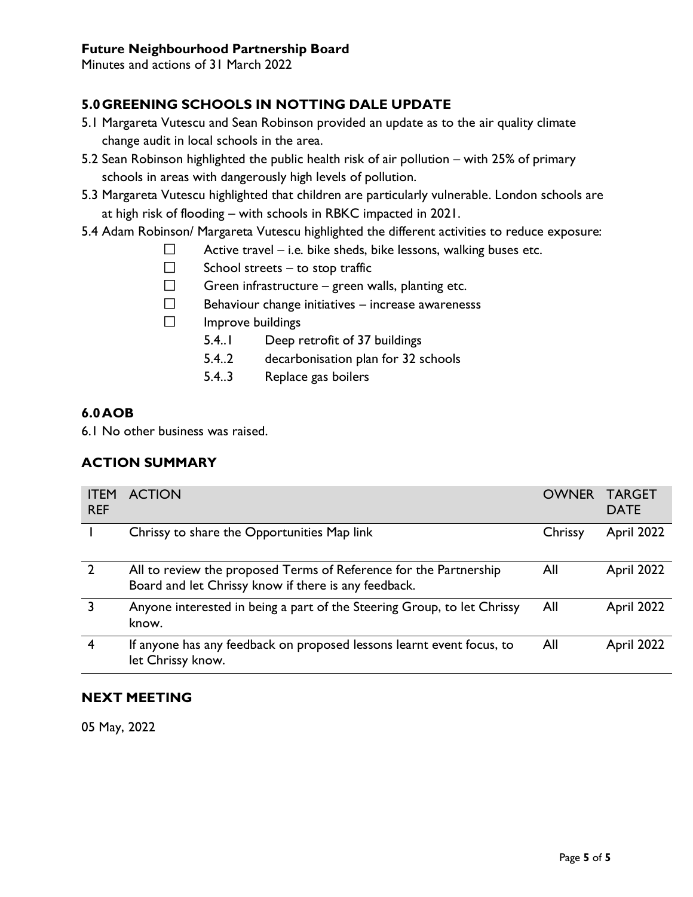## 5.0 GREENING SCHOOLS IN NOTTING DALE UPDATE

5.1 Margareta Vutescu and Sean Robinson provided an update as to the air quality climate change audit in local schools in the area.

5.2 Sean Robinson highlighted the public health risk of air pollution – with 25% of primary schools in areas with dangerously high levels of pollution.

5.3 Margareta Vutescu highlighted that children are particularly vulnerable. London schools are at high risk of flooding – with schools in RBKC impacted in 2021.

5.4 Adam Robinson/ Margareta Vutescu highlighted the different activities to reduce exposure:

- ☐ Active travel – i.e. bike sheds, bike lessons, walking buses etc.
- ☐ School streets – to stop traffic
- ☐ Green infrastructure – green walls, planting etc.
- ☐ Behaviour change initiatives – increase awarenesss
- ☐ Improve buildings
  - 5.4..1 Deep retrofit of 37 buildings
  - 5.4..2 decarbonisation plan for 32 schools
  - 5.4..3 Replace gas boilers

## 6.0 AOB

6.1 No other business was raised.

## ACTION SUMMARY

| ITEM REF | ACTION | OWNER | TARGET DATE |
|---|---|---|---|
| 1 | Chrissy to share the Opportunities Map link | Chrissy | April 2022 |
| 2 | All to review the proposed Terms of Reference for the Partnership Board and let Chrissy know if there is any feedback. | All | April 2022 |
| 3 | Anyone interested in being a part of the Steering Group, to let Chrissy know. | All | April 2022 |
| 4 | If anyone has any feedback on proposed lessons learnt event focus, to let Chrissy know. | All | April 2022 |

## NEXT MEETING

05 May, 2022